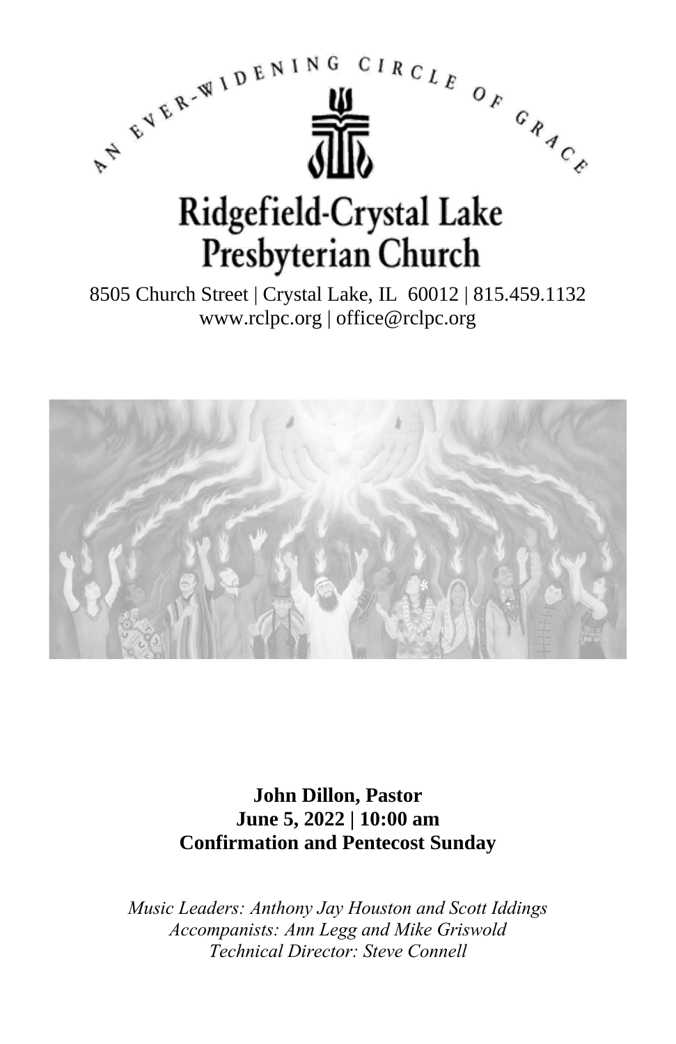AN EVER-WIDENING CIRCLE OF GRACE

# Ridgefield-Crystal Lake Presbyterian Church

8505 Church Street | Crystal Lake, IL 60012 | 815.459.1132
www.rclpc.org | office@rclpc.org

**John Dillon, Pastor**
**June 5, 2022 | 10:00 am**
**Confirmation and Pentecost Sunday**

*Music Leaders: Anthony Jay Houston and Scott Iddings*
*Accompanists: Ann Legg and Mike Griswold*
*Technical Director: Steve Connell*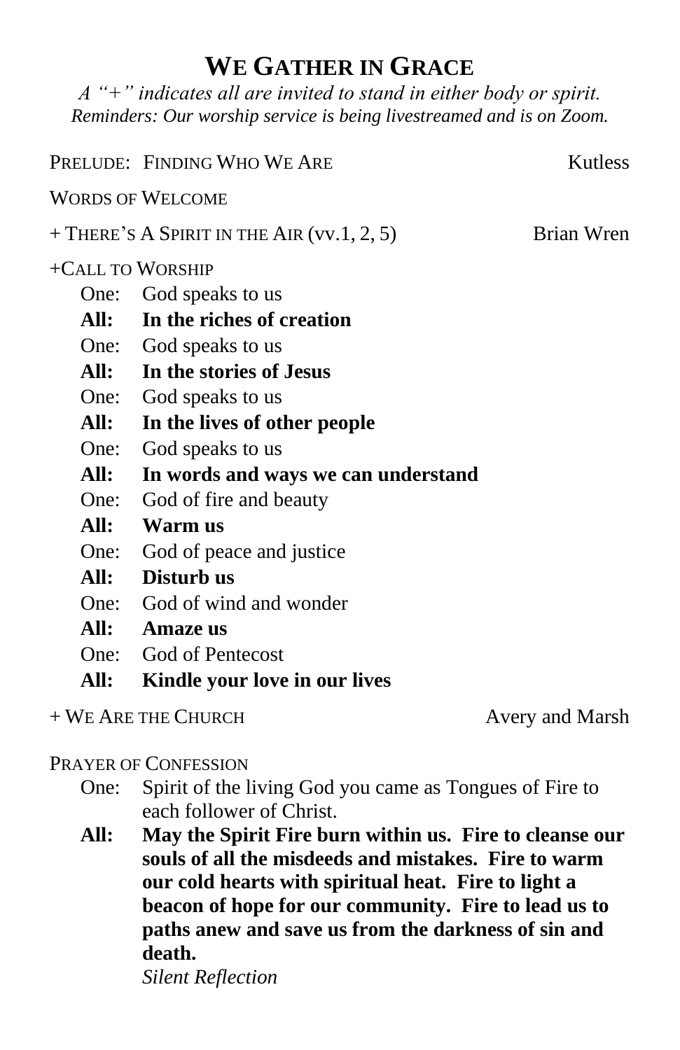# WE GATHER IN GRACE

*A "+" indicates all are invited to stand in either body or spirit.*
*Reminders: Our worship service is being livestreamed and is on Zoom.*

PRELUDE: FINDING WHO WE ARE — Kutless

WORDS OF WELCOME

+ THERE'S A SPIRIT IN THE AIR (vv.1, 2, 5) — Brian Wren

+CALL TO WORSHIP

One: God speaks to us
**All: In the riches of creation**
One: God speaks to us
**All: In the stories of Jesus**
One: God speaks to us
**All: In the lives of other people**
One: God speaks to us
**All: In words and ways we can understand**
One: God of fire and beauty
**All: Warm us**
One: God of peace and justice
**All: Disturb us**
One: God of wind and wonder
**All: Amaze us**
One: God of Pentecost
**All: Kindle your love in our lives**

+ WE ARE THE CHURCH — Avery and Marsh

PRAYER OF CONFESSION

One: Spirit of the living God you came as Tongues of Fire to each follower of Christ.
**All: May the Spirit Fire burn within us. Fire to cleanse our souls of all the misdeeds and mistakes. Fire to warm our cold hearts with spiritual heat. Fire to light a beacon of hope for our community. Fire to lead us to paths anew and save us from the darkness of sin and death.**

*Silent Reflection*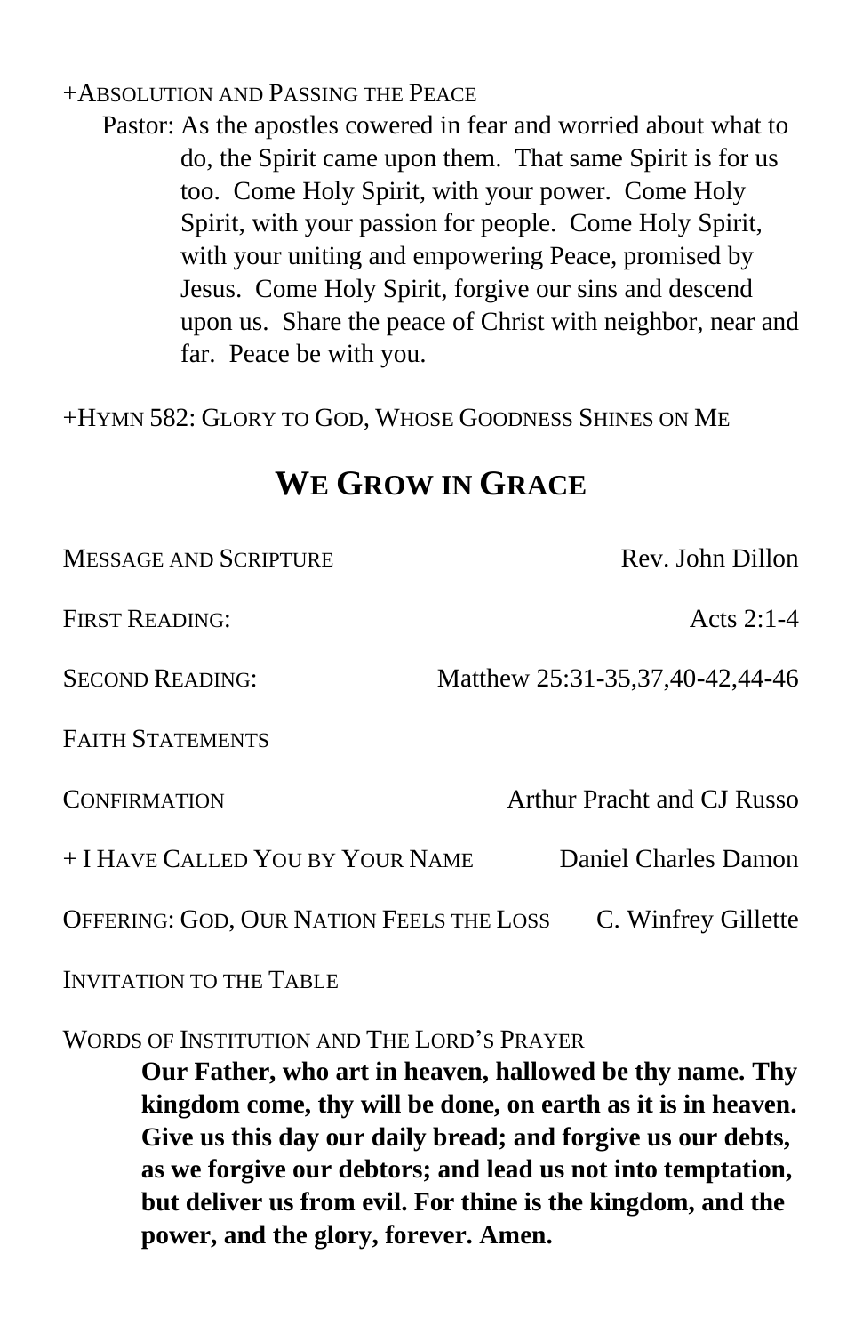+ABSOLUTION AND PASSING THE PEACE

Pastor: As the apostles cowered in fear and worried about what to do, the Spirit came upon them. That same Spirit is for us too. Come Holy Spirit, with your power. Come Holy Spirit, with your passion for people. Come Holy Spirit, with your uniting and empowering Peace, promised by Jesus. Come Holy Spirit, forgive our sins and descend upon us. Share the peace of Christ with neighbor, near and far. Peace be with you.

+HYMN 582: GLORY TO GOD, WHOSE GOODNESS SHINES ON ME

## WE GROW IN GRACE

MESSAGE AND SCRIPTURE — Rev. John Dillon

FIRST READING: — Acts 2:1-4

SECOND READING: — Matthew 25:31-35,37,40-42,44-46

FAITH STATEMENTS

CONFIRMATION — Arthur Pracht and CJ Russo

+ I HAVE CALLED YOU BY YOUR NAME — Daniel Charles Damon

OFFERING: GOD, OUR NATION FEELS THE LOSS — C. Winfrey Gillette

INVITATION TO THE TABLE

WORDS OF INSTITUTION AND THE LORD'S PRAYER

**Our Father, who art in heaven, hallowed be thy name. Thy kingdom come, thy will be done, on earth as it is in heaven. Give us this day our daily bread; and forgive us our debts, as we forgive our debtors; and lead us not into temptation, but deliver us from evil. For thine is the kingdom, and the power, and the glory, forever. Amen.**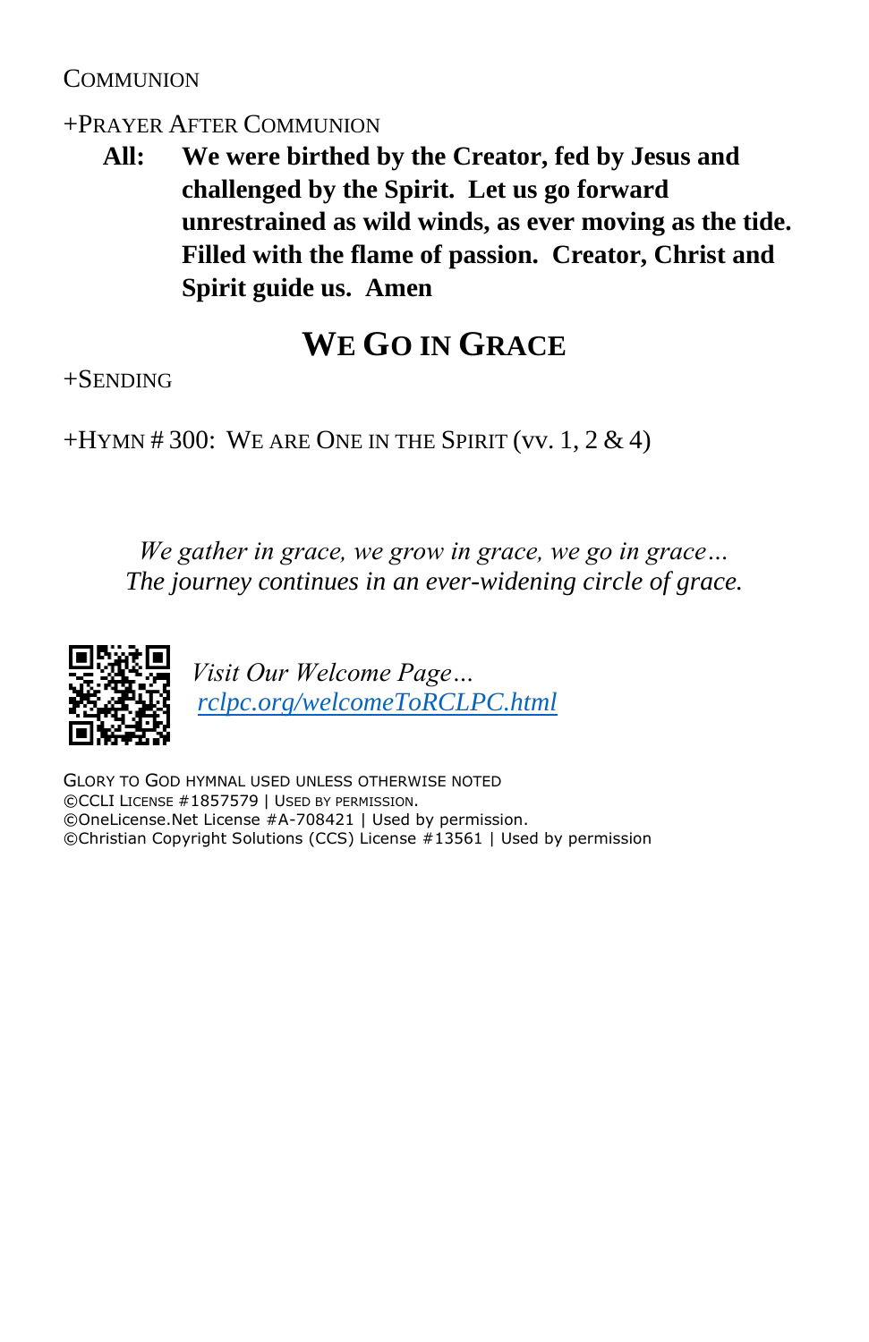COMMUNION

+PRAYER AFTER COMMUNION

**All: We were birthed by the Creator, fed by Jesus and challenged by the Spirit. Let us go forward unrestrained as wild winds, as ever moving as the tide. Filled with the flame of passion. Creator, Christ and Spirit guide us. Amen**

## WE GO IN GRACE

+SENDING

+HYMN # 300: WE ARE ONE IN THE SPIRIT (vv. 1, 2 & 4)

*We gather in grace, we grow in grace, we go in grace…*
*The journey continues in an ever-widening circle of grace.*

*Visit Our Welcome Page…*
[rclpc.org/welcomeToRCLPC.html](rclpc.org/welcomeToRCLPC.html)

GLORY TO GOD HYMNAL USED UNLESS OTHERWISE NOTED
©CCLI LICENSE #1857579 | USED BY PERMISSION.
©OneLicense.Net License #A-708421 | Used by permission.
©Christian Copyright Solutions (CCS) License #13561 | Used by permission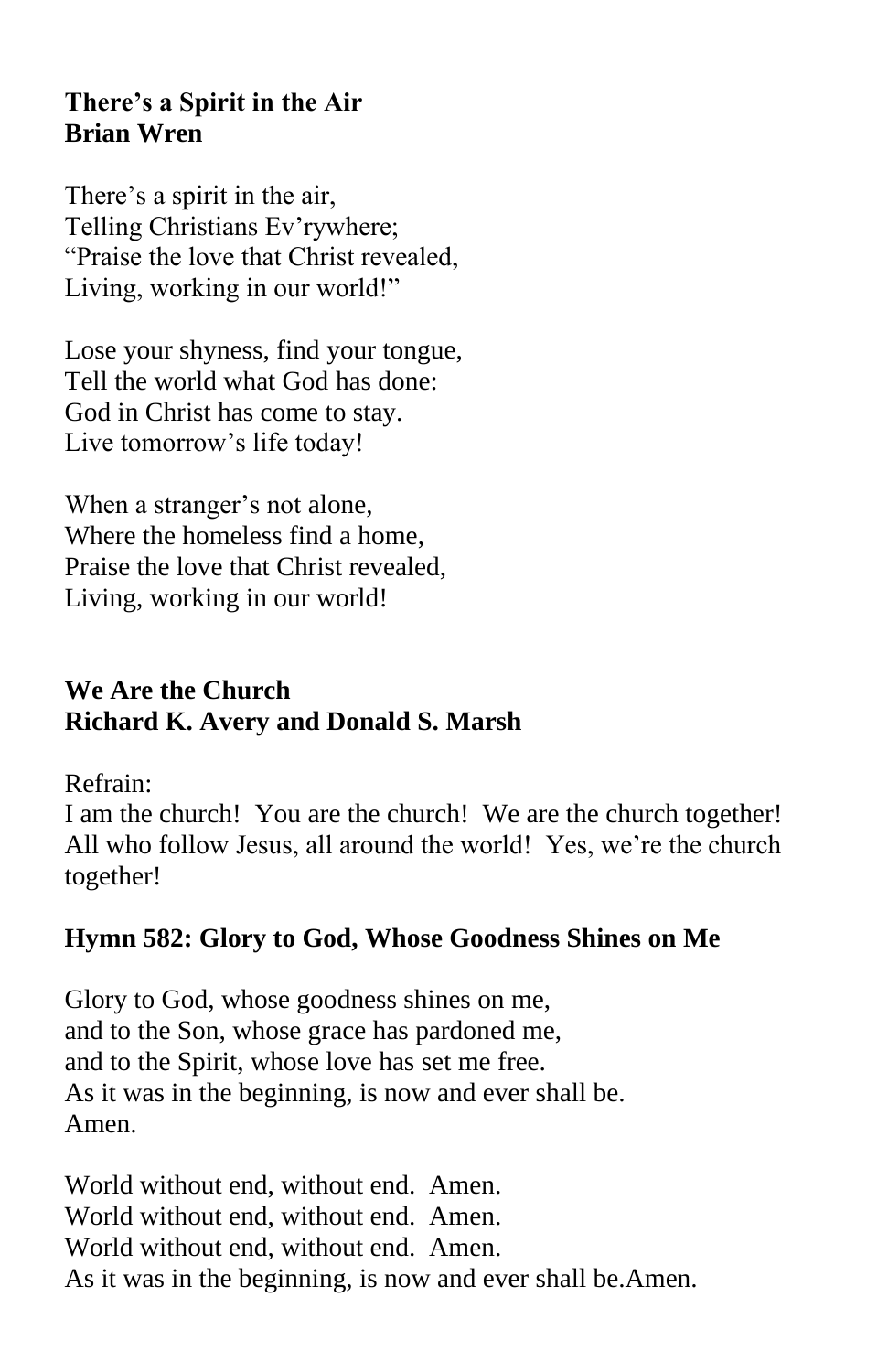**There's a Spirit in the Air**
**Brian Wren**

There's a spirit in the air,
Telling Christians Ev'rywhere;
"Praise the love that Christ revealed,
Living, working in our world!"

Lose your shyness, find your tongue,
Tell the world what God has done:
God in Christ has come to stay.
Live tomorrow's life today!

When a stranger's not alone,
Where the homeless find a home,
Praise the love that Christ revealed,
Living, working in our world!

**We Are the Church**
**Richard K. Avery and Donald S. Marsh**

Refrain:
I am the church! You are the church! We are the church together! All who follow Jesus, all around the world! Yes, we're the church together!

**Hymn 582: Glory to God, Whose Goodness Shines on Me**

Glory to God, whose goodness shines on me,
and to the Son, whose grace has pardoned me,
and to the Spirit, whose love has set me free.
As it was in the beginning, is now and ever shall be.
Amen.

World without end, without end. Amen.
World without end, without end. Amen.
World without end, without end. Amen.
As it was in the beginning, is now and ever shall be.Amen.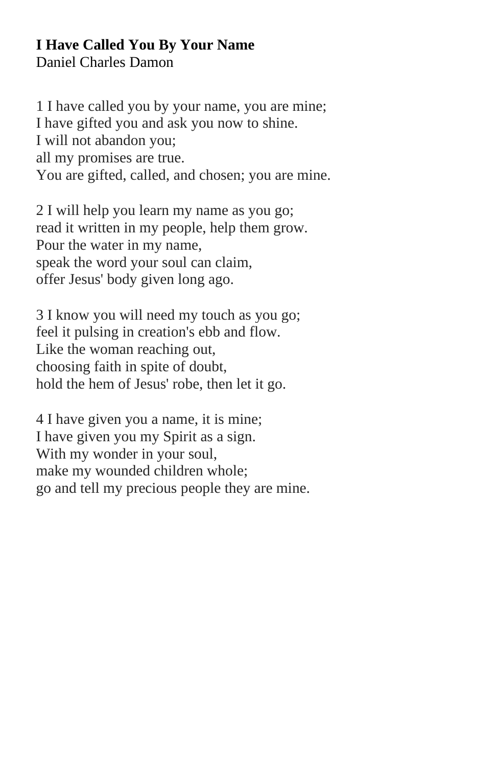**I Have Called You By Your Name**
Daniel Charles Damon

1 I have called you by your name, you are mine;
I have gifted you and ask you now to shine.
I will not abandon you;
all my promises are true.
You are gifted, called, and chosen; you are mine.

2 I will help you learn my name as you go;
read it written in my people, help them grow.
Pour the water in my name,
speak the word your soul can claim,
offer Jesus' body given long ago.

3 I know you will need my touch as you go;
feel it pulsing in creation's ebb and flow.
Like the woman reaching out,
choosing faith in spite of doubt,
hold the hem of Jesus' robe, then let it go.

4 I have given you a name, it is mine;
I have given you my Spirit as a sign.
With my wonder in your soul,
make my wounded children whole;
go and tell my precious people they are mine.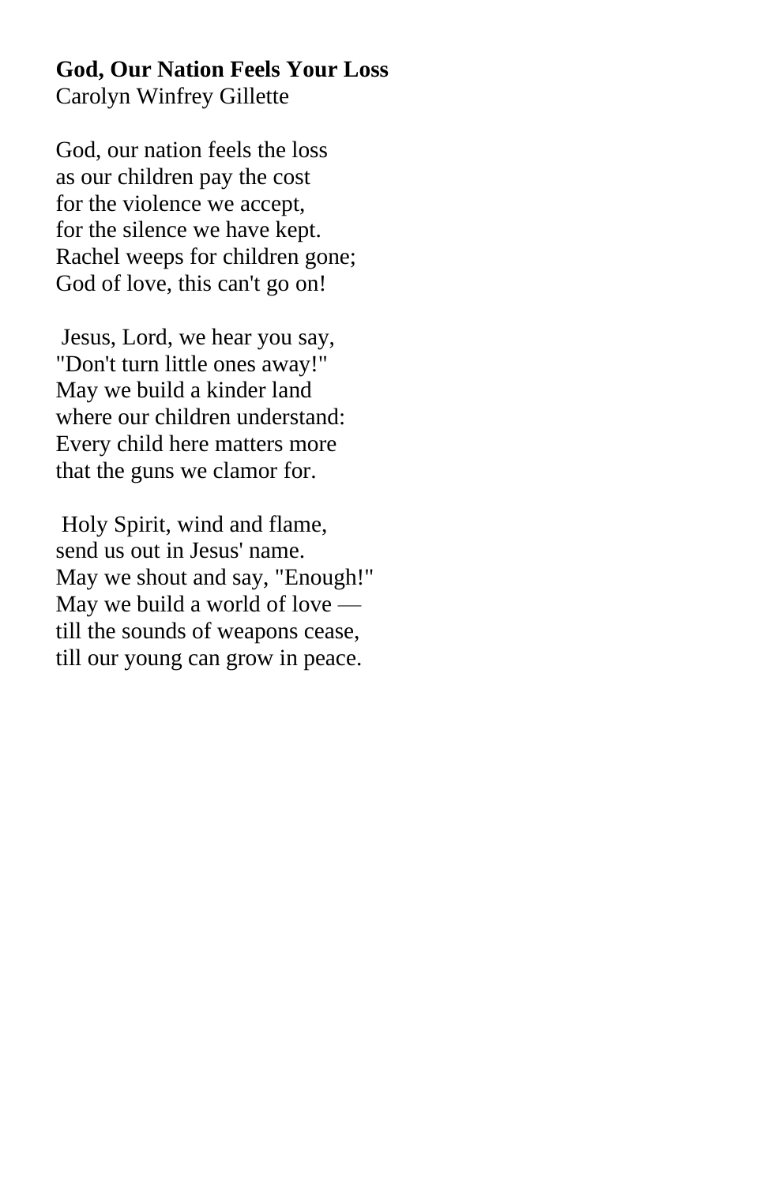**God, Our Nation Feels Your Loss**
Carolyn Winfrey Gillette

God, our nation feels the loss
as our children pay the cost
for the violence we accept,
for the silence we have kept.
Rachel weeps for children gone;
God of love, this can't go on!

Jesus, Lord, we hear you say,
"Don't turn little ones away!"
May we build a kinder land
where our children understand:
Every child here matters more
that the guns we clamor for.

Holy Spirit, wind and flame,
send us out in Jesus' name.
May we shout and say, "Enough!"
May we build a world of love —
till the sounds of weapons cease,
till our young can grow in peace.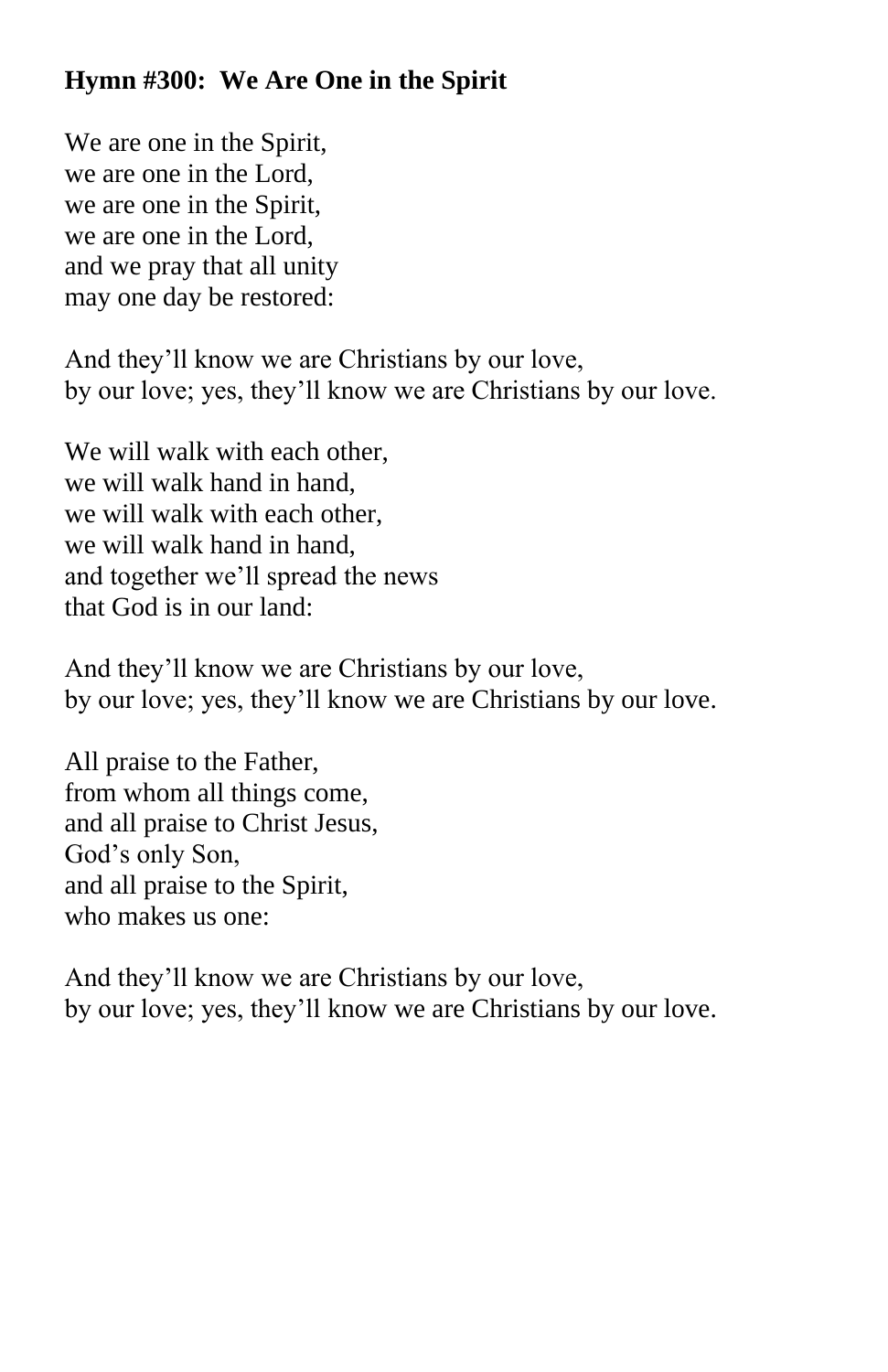**Hymn #300: We Are One in the Spirit**

We are one in the Spirit,
we are one in the Lord,
we are one in the Spirit,
we are one in the Lord,
and we pray that all unity
may one day be restored:

And they'll know we are Christians by our love,
by our love; yes, they'll know we are Christians by our love.

We will walk with each other,
we will walk hand in hand,
we will walk with each other,
we will walk hand in hand,
and together we'll spread the news
that God is in our land:

And they'll know we are Christians by our love,
by our love; yes, they'll know we are Christians by our love.

All praise to the Father,
from whom all things come,
and all praise to Christ Jesus,
God's only Son,
and all praise to the Spirit,
who makes us one:

And they'll know we are Christians by our love,
by our love; yes, they'll know we are Christians by our love.